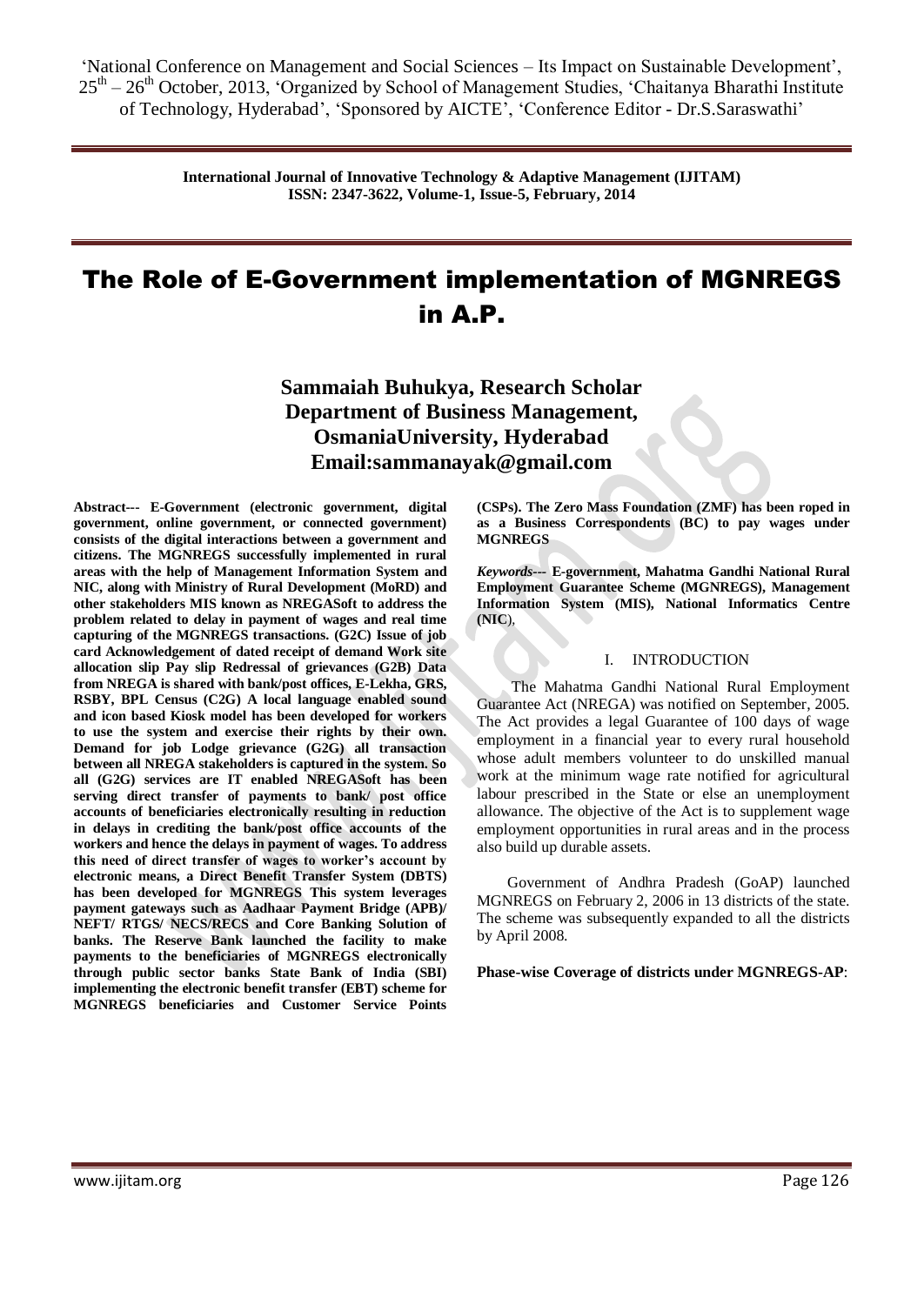# The Role of E-Government implementation of MGNREGS in A.P.

**Sammaiah Buhukya, Research Scholar**
**Department of Business Management,**
**OsmaniaUniversity, Hyderabad**
**Email:sammanayak@gmail.com**

**Abstract--- E-Government (electronic government, digital government, online government, or connected government) consists of the digital interactions between a government and citizens. The MGNREGS successfully implemented in rural areas with the help of Management Information System and NIC, along with Ministry of Rural Development (MoRD) and other stakeholders MIS known as NREGASoft to address the problem related to delay in payment of wages and real time capturing of the MGNREGS transactions. (G2C) Issue of job card Acknowledgement of dated receipt of demand Work site allocation slip Pay slip Redressal of grievances (G2B) Data from NREGA is shared with bank/post offices, E-Lekha, GRS, RSBY, BPL Census (C2G) A local language enabled sound and icon based Kiosk model has been developed for workers to use the system and exercise their rights by their own. Demand for job Lodge grievance (G2G) all transaction between all NREGA stakeholders is captured in the system. So all (G2G) services are IT enabled NREGASoft has been serving direct transfer of payments to bank/ post office accounts of beneficiaries electronically resulting in reduction in delays in crediting the bank/post office accounts of the workers and hence the delays in payment of wages. To address this need of direct transfer of wages to worker's account by electronic means, a Direct Benefit Transfer System (DBTS) has been developed for MGNREGS This system leverages payment gateways such as Aadhaar Payment Bridge (APB)/ NEFT/ RTGS/ NECS/RECS and Core Banking Solution of banks. The Reserve Bank launched the facility to make payments to the beneficiaries of MGNREGS electronically through public sector banks State Bank of India (SBI) implementing the electronic benefit transfer (EBT) scheme for MGNREGS beneficiaries and Customer Service Points (CSPs). The Zero Mass Foundation (ZMF) has been roped in as a Business Correspondents (BC) to pay wages under MGNREGS**

***Keywords*--- E-government, Mahatma Gandhi National Rural Employment Guarantee Scheme (MGNREGS), Management Information System (MIS), National Informatics Centre (NIC)**,

## I. INTRODUCTION

The Mahatma Gandhi National Rural Employment Guarantee Act (NREGA) was notified on September, 2005. The Act provides a legal Guarantee of 100 days of wage employment in a financial year to every rural household whose adult members volunteer to do unskilled manual work at the minimum wage rate notified for agricultural labour prescribed in the State or else an unemployment allowance. The objective of the Act is to supplement wage employment opportunities in rural areas and in the process also build up durable assets.

Government of Andhra Pradesh (GoAP) launched MGNREGS on February 2, 2006 in 13 districts of the state. The scheme was subsequently expanded to all the districts by April 2008.

**Phase-wise Coverage of districts under MGNREGS-AP**: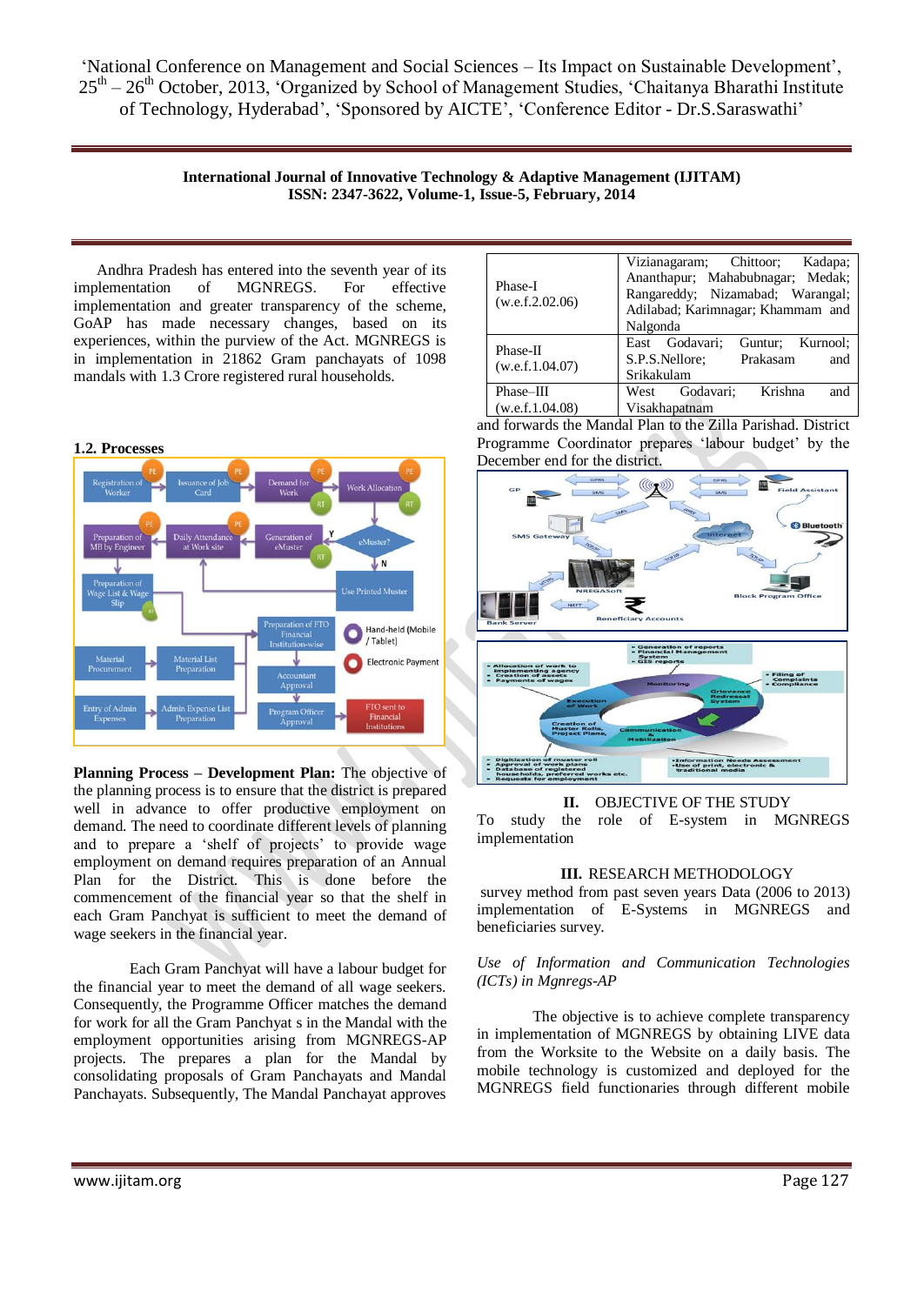Andhra Pradesh has entered into the seventh year of its implementation of MGNREGS. For effective implementation and greater transparency of the scheme, GoAP has made necessary changes, based on its experiences, within the purview of the Act. MGNREGS is in implementation in 21862 Gram panchayats of 1098 mandals with 1.3 Crore registered rural households.

| Phase | Districts |
|---|---|
| Phase-I (w.e.f.2.02.06) | Vizianagaram; Chittoor; Kadapa; Ananthapur; Mahabubnagar; Medak; Rangareddy; Nizamabad; Warangal; Adilabad; Karimnagar; Khammam and Nalgonda |
| Phase-II (w.e.f.1.04.07) | East Godavari; Guntur; Kurnool; S.P.S.Nellore; Prakasam and Srikakulam |
| Phase–III (w.e.f.1.04.08) | West Godavari; Krishna and Visakhapatnam |

### 1.2. Processes

**Planning Process – Development Plan:** The objective of the planning process is to ensure that the district is prepared well in advance to offer productive employment on demand. The need to coordinate different levels of planning and to prepare a 'shelf of projects' to provide wage employment on demand requires preparation of an Annual Plan for the District. This is done before the commencement of the financial year so that the shelf in each Gram Panchyat is sufficient to meet the demand of wage seekers in the financial year.

Each Gram Panchyat will have a labour budget for the financial year to meet the demand of all wage seekers. Consequently, the Programme Officer matches the demand for work for all the Gram Panchyat s in the Mandal with the employment opportunities arising from MGNREGS-AP projects. The prepares a plan for the Mandal by consolidating proposals of Gram Panchayats and Mandal Panchayats. Subsequently, The Mandal Panchayat approves and forwards the Mandal Plan to the Zilla Parishad. District Programme Coordinator prepares 'labour budget' by the December end for the district.

## II. OBJECTIVE OF THE STUDY

To study the role of E-system in MGNREGS implementation

## III. RESEARCH METHODOLOGY

survey method from past seven years Data (2006 to 2013) implementation of E-Systems in MGNREGS and beneficiaries survey.

*Use of Information and Communication Technologies (ICTs) in Mgnregs-AP*

The objective is to achieve complete transparency in implementation of MGNREGS by obtaining LIVE data from the Worksite to the Website on a daily basis. The mobile technology is customized and deployed for the MGNREGS field functionaries through different mobile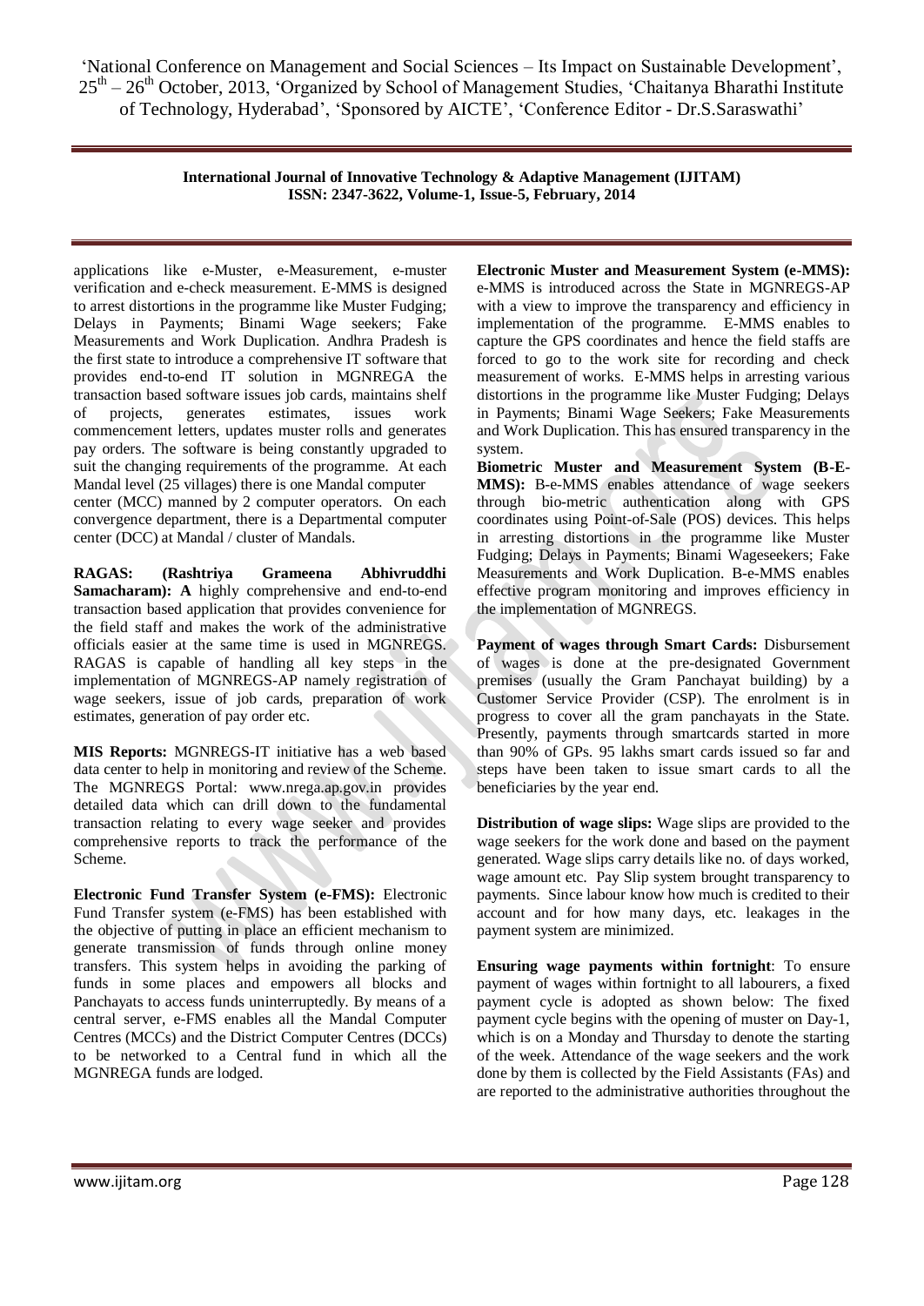applications like e-Muster, e-Measurement, e-muster verification and e-check measurement. E-MMS is designed to arrest distortions in the programme like Muster Fudging; Delays in Payments; Binami Wage seekers; Fake Measurements and Work Duplication. Andhra Pradesh is the first state to introduce a comprehensive IT software that provides end-to-end IT solution in MGNREGA the transaction based software issues job cards, maintains shelf of projects, generates estimates, issues work commencement letters, updates muster rolls and generates pay orders. The software is being constantly upgraded to suit the changing requirements of the programme. At each Mandal level (25 villages) there is one Mandal computer center (MCC) manned by 2 computer operators. On each convergence department, there is a Departmental computer center (DCC) at Mandal / cluster of Mandals.

**RAGAS: (Rashtriya Grameena Abhivruddhi Samacharam): A** highly comprehensive and end-to-end transaction based application that provides convenience for the field staff and makes the work of the administrative officials easier at the same time is used in MGNREGS. RAGAS is capable of handling all key steps in the implementation of MGNREGS-AP namely registration of wage seekers, issue of job cards, preparation of work estimates, generation of pay order etc.

**MIS Reports:** MGNREGS-IT initiative has a web based data center to help in monitoring and review of the Scheme. The MGNREGS Portal: www.nrega.ap.gov.in provides detailed data which can drill down to the fundamental transaction relating to every wage seeker and provides comprehensive reports to track the performance of the Scheme.

**Electronic Fund Transfer System (e-FMS):** Electronic Fund Transfer system (e-FMS) has been established with the objective of putting in place an efficient mechanism to generate transmission of funds through online money transfers. This system helps in avoiding the parking of funds in some places and empowers all blocks and Panchayats to access funds uninterruptedly. By means of a central server, e-FMS enables all the Mandal Computer Centres (MCCs) and the District Computer Centres (DCCs) to be networked to a Central fund in which all the MGNREGA funds are lodged.

**Electronic Muster and Measurement System (e-MMS):** e-MMS is introduced across the State in MGNREGS-AP with a view to improve the transparency and efficiency in implementation of the programme. E-MMS enables to capture the GPS coordinates and hence the field staffs are forced to go to the work site for recording and check measurement of works. E-MMS helps in arresting various distortions in the programme like Muster Fudging; Delays in Payments; Binami Wage Seekers; Fake Measurements and Work Duplication. This has ensured transparency in the system.

**Biometric Muster and Measurement System (B-E-MMS):** B-e-MMS enables attendance of wage seekers through bio-metric authentication along with GPS coordinates using Point-of-Sale (POS) devices. This helps in arresting distortions in the programme like Muster Fudging; Delays in Payments; Binami Wageseekers; Fake Measurements and Work Duplication. B-e-MMS enables effective program monitoring and improves efficiency in the implementation of MGNREGS.

**Payment of wages through Smart Cards:** Disbursement of wages is done at the pre-designated Government premises (usually the Gram Panchayat building) by a Customer Service Provider (CSP). The enrolment is in progress to cover all the gram panchayats in the State. Presently, payments through smartcards started in more than 90% of GPs. 95 lakhs smart cards issued so far and steps have been taken to issue smart cards to all the beneficiaries by the year end.

**Distribution of wage slips:** Wage slips are provided to the wage seekers for the work done and based on the payment generated. Wage slips carry details like no. of days worked, wage amount etc. Pay Slip system brought transparency to payments. Since labour know how much is credited to their account and for how many days, etc. leakages in the payment system are minimized.

**Ensuring wage payments within fortnight**: To ensure payment of wages within fortnight to all labourers, a fixed payment cycle is adopted as shown below: The fixed payment cycle begins with the opening of muster on Day-1, which is on a Monday and Thursday to denote the starting of the week. Attendance of the wage seekers and the work done by them is collected by the Field Assistants (FAs) and are reported to the administrative authorities throughout the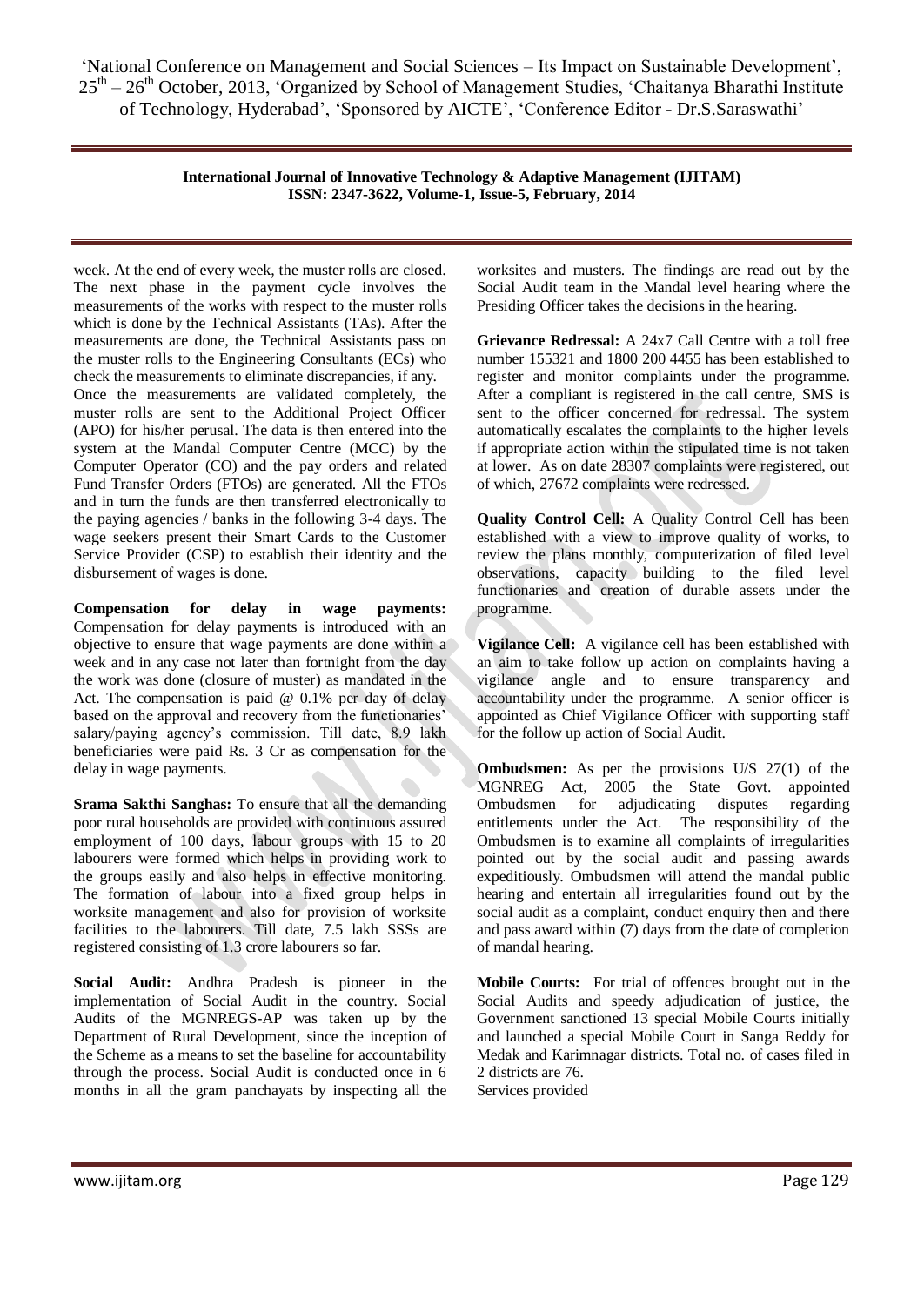week. At the end of every week, the muster rolls are closed. The next phase in the payment cycle involves the measurements of the works with respect to the muster rolls which is done by the Technical Assistants (TAs). After the measurements are done, the Technical Assistants pass on the muster rolls to the Engineering Consultants (ECs) who check the measurements to eliminate discrepancies, if any. Once the measurements are validated completely, the muster rolls are sent to the Additional Project Officer (APO) for his/her perusal. The data is then entered into the system at the Mandal Computer Centre (MCC) by the Computer Operator (CO) and the pay orders and related Fund Transfer Orders (FTOs) are generated. All the FTOs and in turn the funds are then transferred electronically to the paying agencies / banks in the following 3-4 days. The wage seekers present their Smart Cards to the Customer Service Provider (CSP) to establish their identity and the disbursement of wages is done.

**Compensation for delay in wage payments:** Compensation for delay payments is introduced with an objective to ensure that wage payments are done within a week and in any case not later than fortnight from the day the work was done (closure of muster) as mandated in the Act. The compensation is paid @ 0.1% per day of delay based on the approval and recovery from the functionaries' salary/paying agency's commission. Till date, 8.9 lakh beneficiaries were paid Rs. 3 Cr as compensation for the delay in wage payments.

**Srama Sakthi Sanghas:** To ensure that all the demanding poor rural households are provided with continuous assured employment of 100 days, labour groups with 15 to 20 labourers were formed which helps in providing work to the groups easily and also helps in effective monitoring. The formation of labour into a fixed group helps in worksite management and also for provision of worksite facilities to the labourers. Till date, 7.5 lakh SSSs are registered consisting of 1.3 crore labourers so far.

**Social Audit:** Andhra Pradesh is pioneer in the implementation of Social Audit in the country. Social Audits of the MGNREGS-AP was taken up by the Department of Rural Development, since the inception of the Scheme as a means to set the baseline for accountability through the process. Social Audit is conducted once in 6 months in all the gram panchayats by inspecting all the worksites and musters. The findings are read out by the Social Audit team in the Mandal level hearing where the Presiding Officer takes the decisions in the hearing.

**Grievance Redressal:** A 24x7 Call Centre with a toll free number 155321 and 1800 200 4455 has been established to register and monitor complaints under the programme. After a compliant is registered in the call centre, SMS is sent to the officer concerned for redressal. The system automatically escalates the complaints to the higher levels if appropriate action within the stipulated time is not taken at lower. As on date 28307 complaints were registered, out of which, 27672 complaints were redressed.

**Quality Control Cell:** A Quality Control Cell has been established with a view to improve quality of works, to review the plans monthly, computerization of filed level observations, capacity building to the filed level functionaries and creation of durable assets under the programme.

**Vigilance Cell:** A vigilance cell has been established with an aim to take follow up action on complaints having a vigilance angle and to ensure transparency and accountability under the programme. A senior officer is appointed as Chief Vigilance Officer with supporting staff for the follow up action of Social Audit.

**Ombudsmen:** As per the provisions U/S 27(1) of the MGNREG Act, 2005 the State Govt. appointed Ombudsmen for adjudicating disputes regarding entitlements under the Act. The responsibility of the Ombudsmen is to examine all complaints of irregularities pointed out by the social audit and passing awards expeditiously. Ombudsmen will attend the mandal public hearing and entertain all irregularities found out by the social audit as a complaint, conduct enquiry then and there and pass award within (7) days from the date of completion of mandal hearing.

**Mobile Courts:** For trial of offences brought out in the Social Audits and speedy adjudication of justice, the Government sanctioned 13 special Mobile Courts initially and launched a special Mobile Court in Sanga Reddy for Medak and Karimnagar districts. Total no. of cases filed in 2 districts are 76.

Services provided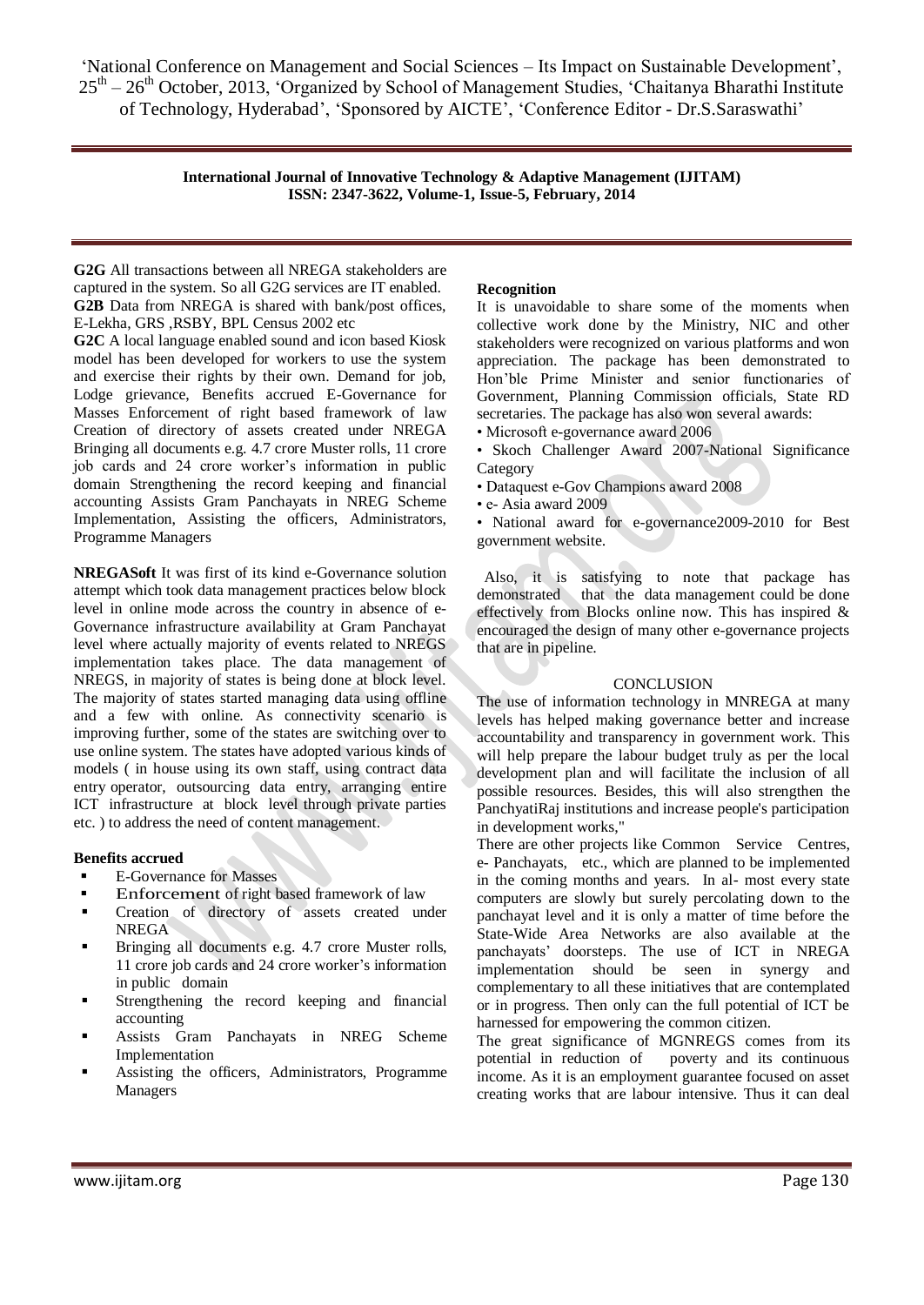**G2G** All transactions between all NREGA stakeholders are captured in the system. So all G2G services are IT enabled.
**G2B** Data from NREGA is shared with bank/post offices, E-Lekha, GRS ,RSBY, BPL Census 2002 etc

**G2C** A local language enabled sound and icon based Kiosk model has been developed for workers to use the system and exercise their rights by their own. Demand for job, Lodge grievance, Benefits accrued E-Governance for Masses Enforcement of right based framework of law Creation of directory of assets created under NREGA Bringing all documents e.g. 4.7 crore Muster rolls, 11 crore job cards and 24 crore worker's information in public domain Strengthening the record keeping and financial accounting Assists Gram Panchayats in NREG Scheme Implementation, Assisting the officers, Administrators, Programme Managers

**NREGASoft** It was first of its kind e-Governance solution attempt which took data management practices below block level in online mode across the country in absence of e-Governance infrastructure availability at Gram Panchayat level where actually majority of events related to NREGS implementation takes place. The data management of NREGS, in majority of states is being done at block level. The majority of states started managing data using offline and a few with online. As connectivity scenario is improving further, some of the states are switching over to use online system. The states have adopted various kinds of models ( in house using its own staff, using contract data entry operator, outsourcing data entry, arranging entire ICT infrastructure at block level through private parties etc. ) to address the need of content management.

**Benefits accrued**

- E-Governance for Masses
- Enforcement of right based framework of law
- Creation of directory of assets created under NREGA
- Bringing all documents e.g. 4.7 crore Muster rolls, 11 crore job cards and 24 crore worker's information in public domain
- Strengthening the record keeping and financial accounting
- Assists Gram Panchayats in NREG Scheme Implementation
- Assisting the officers, Administrators, Programme Managers

**Recognition**

It is unavoidable to share some of the moments when collective work done by the Ministry, NIC and other stakeholders were recognized on various platforms and won appreciation. The package has been demonstrated to Hon'ble Prime Minister and senior functionaries of Government, Planning Commission officials, State RD secretaries. The package has also won several awards:

- Microsoft e-governance award 2006
- Skoch Challenger Award 2007-National Significance Category
- Dataquest e-Gov Champions award 2008
- e- Asia award 2009
- National award for e-governance2009-2010 for Best government website.

Also, it is satisfying to note that package has demonstrated that the data management could be done effectively from Blocks online now. This has inspired & encouraged the design of many other e-governance projects that are in pipeline.

## CONCLUSION

The use of information technology in MNREGA at many levels has helped making governance better and increase accountability and transparency in government work. This will help prepare the labour budget truly as per the local development plan and will facilitate the inclusion of all possible resources. Besides, this will also strengthen the PanchyatiRaj institutions and increase people's participation in development works,"

There are other projects like Common Service Centres, e- Panchayats, etc., which are planned to be implemented in the coming months and years. In al- most every state computers are slowly but surely percolating down to the panchayat level and it is only a matter of time before the State-Wide Area Networks are also available at the panchayats' doorsteps. The use of ICT in NREGA implementation should be seen in synergy and complementary to all these initiatives that are contemplated or in progress. Then only can the full potential of ICT be harnessed for empowering the common citizen.

The great significance of MGNREGS comes from its potential in reduction of poverty and its continuous income. As it is an employment guarantee focused on asset creating works that are labour intensive. Thus it can deal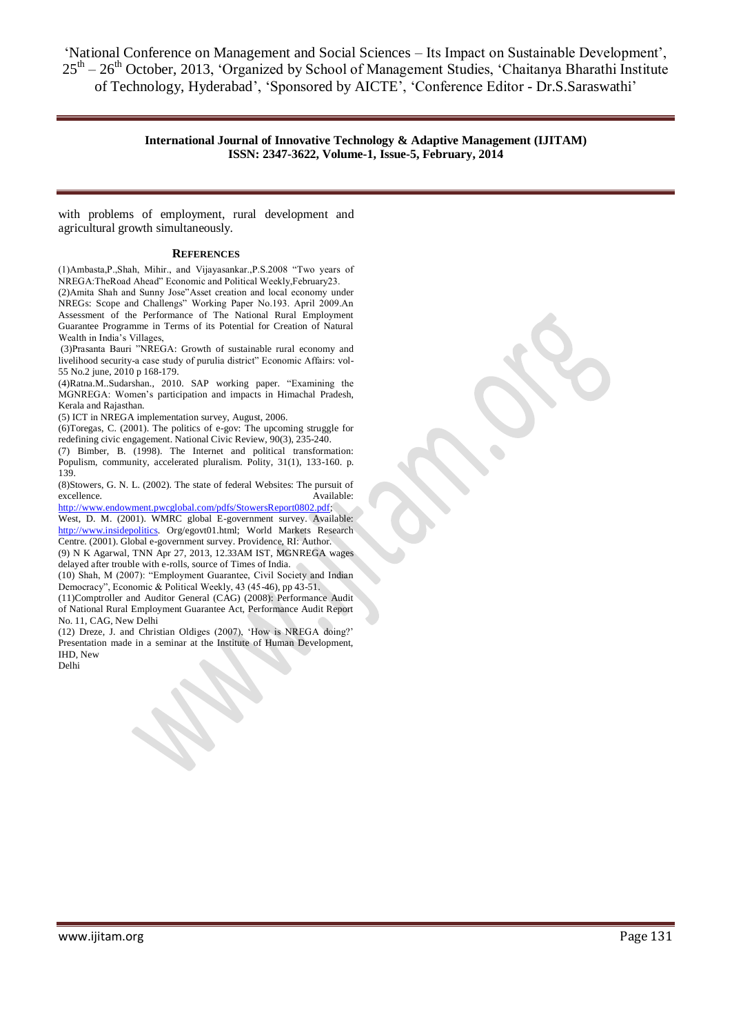with problems of employment, rural development and agricultural growth simultaneously.

## REFERENCES

(1)Ambasta,P.,Shah, Mihir., and Vijayasankar.,P.S.2008 "Two years of NREGA:TheRoad Ahead" Economic and Political Weekly,February23.

(2)Amita Shah and Sunny Jose"Asset creation and local economy under NREGs: Scope and Challengs" Working Paper No.193. April 2009.An Assessment of the Performance of The National Rural Employment Guarantee Programme in Terms of its Potential for Creation of Natural Wealth in India's Villages,

(3)Prasanta Bauri "NREGA: Growth of sustainable rural economy and livelihood security-a case study of purulia district" Economic Affairs: vol-55 No.2 june, 2010 p 168-179.

(4)Ratna.M..Sudarshan., 2010. SAP working paper. "Examining the MGNREGA: Women's participation and impacts in Himachal Pradesh, Kerala and Rajasthan.

(5) ICT in NREGA implementation survey, August, 2006.

(6)Toregas, C. (2001). The politics of e-gov: The upcoming struggle for redefining civic engagement. National Civic Review, 90(3), 235-240.

(7) Bimber, B. (1998). The Internet and political transformation: Populism, community, accelerated pluralism. Polity, 31(1), 133-160. p. 139.

(8)Stowers, G. N. L. (2002). The state of federal Websites: The pursuit of excellence. Available: http://www.endowment.pwcglobal.com/pdfs/StowersReport0802.pdf; West, D. M. (2001). WMRC global E-government survey. Available: http://www.insidepolitics. Org/egovt01.html; World Markets Research Centre. (2001). Global e-government survey. Providence, RI: Author.

(9) N K Agarwal, TNN Apr 27, 2013, 12.33AM IST, MGNREGA wages delayed after trouble with e-rolls, source of Times of India.

(10) Shah, M (2007): "Employment Guarantee, Civil Society and Indian Democracy", Economic & Political Weekly, 43 (45-46), pp 43-51.

(11)Comptroller and Auditor General (CAG) (2008): Performance Audit of National Rural Employment Guarantee Act, Performance Audit Report No. 11, CAG, New Delhi

(12) Dreze, J. and Christian Oldiges (2007), 'How is NREGA doing?' Presentation made in a seminar at the Institute of Human Development, IHD, New Delhi